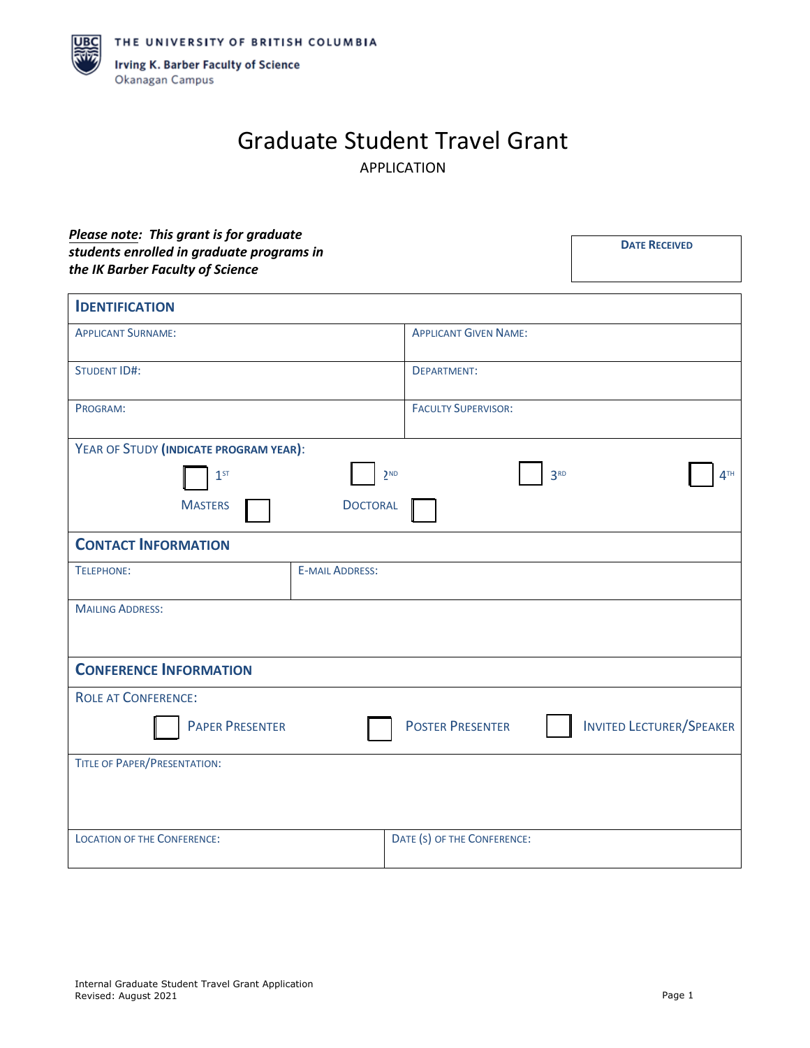THE UNIVERSITY OF BRITISH COLUMBIA

Irving K. Barber Faculty of Science

Okanagan Campus

# Graduate Student Travel Grant

APPLICATION

***Please note:** This grant is for graduate students enrolled in graduate programs in the IK Barber Faculty of Science*

| DATE RECEIVED |
| --- |
| |

## IDENTIFICATION

| | |
| --- | --- |
| APPLICANT SURNAME: | APPLICANT GIVEN NAME: |
| STUDENT ID#: | DEPARTMENT: |
| PROGRAM: | FACULTY SUPERVISOR: |

YEAR OF STUDY (**INDICATE PROGRAM YEAR**):

☐ 1ST ☐ 2ND ☐ 3RD ☐ 4TH

MASTERS ☐ DOCTORAL ☐

## CONTACT INFORMATION

| | |
| --- | --- |
| TELEPHONE: | E-MAIL ADDRESS: |

MAILING ADDRESS:

## CONFERENCE INFORMATION

ROLE AT CONFERENCE:

☐ PAPER PRESENTER ☐ POSTER PRESENTER ☐ INVITED LECTURER/SPEAKER

TITLE OF PAPER/PRESENTATION:

| | |
| --- | --- |
| LOCATION OF THE CONFERENCE: | DATE (S) OF THE CONFERENCE: |

Internal Graduate Student Travel Grant Application
Revised: August 2021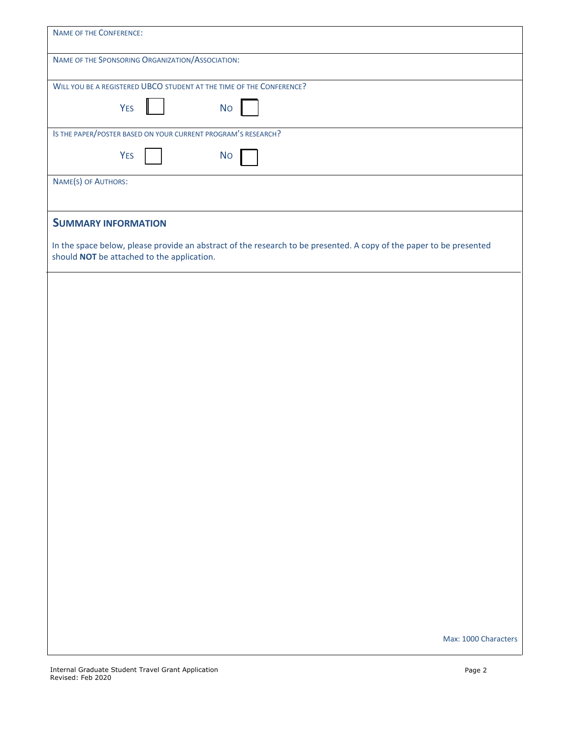NAME OF THE CONFERENCE:

NAME OF THE SPONSORING ORGANIZATION/ASSOCIATION:

WILL YOU BE A REGISTERED UBCO STUDENT AT THE TIME OF THE CONFERENCE?

YES ☐ NO ☐

IS THE PAPER/POSTER BASED ON YOUR CURRENT PROGRAM'S RESEARCH?

YES ☐ NO ☐

NAME(S) OF AUTHORS:

## SUMMARY INFORMATION

In the space below, please provide an abstract of the research to be presented. A copy of the paper to be presented should **NOT** be attached to the application.

Max: 1000 Characters

Internal Graduate Student Travel Grant Application
Revised: Feb 2020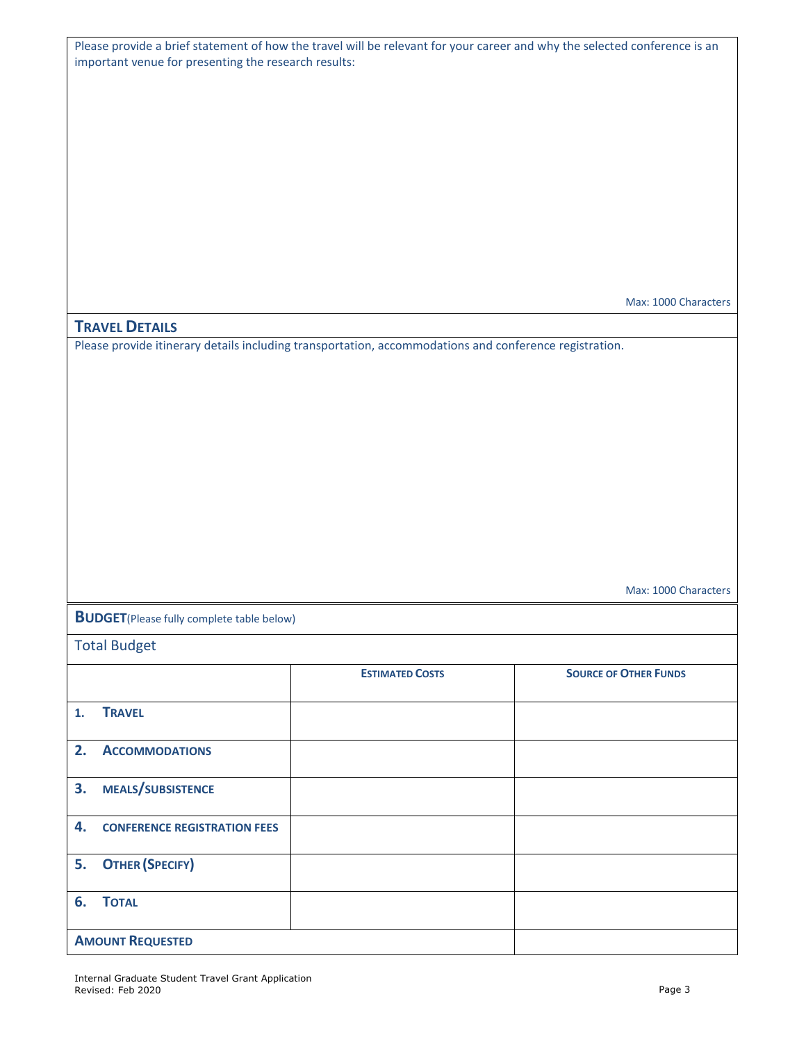Please provide a brief statement of how the travel will be relevant for your career and why the selected conference is an important venue for presenting the research results:

Max: 1000 Characters

## Travel Details

Please provide itinerary details including transportation, accommodations and conference registration.

Max: 1000 Characters

## Budget (Please fully complete table below)

Total Budget

| | Estimated Costs | Source of Other Funds |
|---|---|---|
| 1. Travel | | |
| 2. Accommodations | | |
| 3. Meals/Subsistence | | |
| 4. Conference Registration Fees | | |
| 5. Other (Specify) | | |
| 6. Total | | |
| **Amount Requested** | | |

Internal Graduate Student Travel Grant Application
Revised: Feb 2020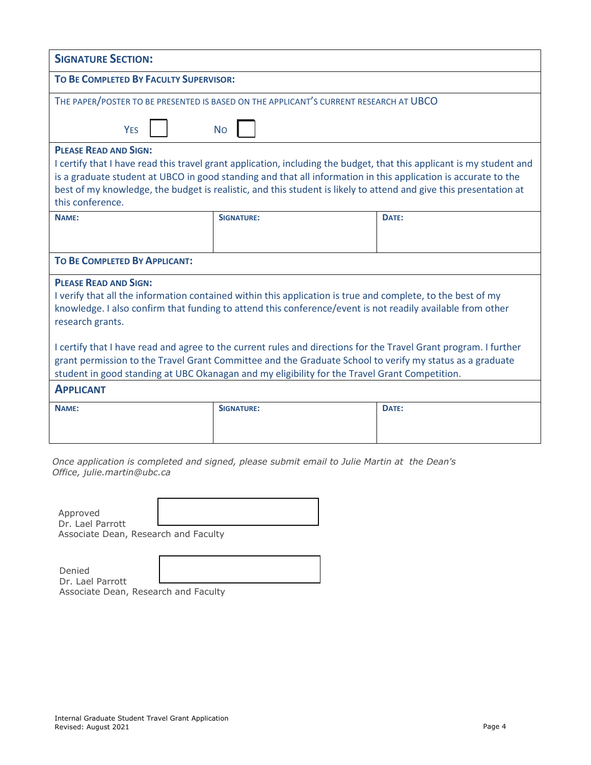## SIGNATURE SECTION:

### TO BE COMPLETED BY FACULTY SUPERVISOR:

THE PAPER/POSTER TO BE PRESENTED IS BASED ON THE APPLICANT'S CURRENT RESEARCH AT UBCO

YES ☐ NO ☐

**PLEASE READ AND SIGN:**

I certify that I have read this travel grant application, including the budget, that this applicant is my student and is a graduate student at UBCO in good standing and that all information in this application is accurate to the best of my knowledge, the budget is realistic, and this student is likely to attend and give this presentation at this conference.

| NAME: | SIGNATURE: | DATE: |
|---|---|---|
| | | |

### TO BE COMPLETED BY APPLICANT:

**PLEASE READ AND SIGN:**

I verify that all the information contained within this application is true and complete, to the best of my knowledge. I also confirm that funding to attend this conference/event is not readily available from other research grants.

I certify that I have read and agree to the current rules and directions for the Travel Grant program. I further grant permission to the Travel Grant Committee and the Graduate School to verify my status as a graduate student in good standing at UBC Okanagan and my eligibility for the Travel Grant Competition.

### APPLICANT

| NAME: | SIGNATURE: | DATE: |
|---|---|---|
| | | |

*Once application is completed and signed, please submit email to Julie Martin at the Dean's Office, julie.martin@ubc.ca*

Approved
Dr. Lael Parrott
Associate Dean, Research and Faculty

Denied
Dr. Lael Parrott
Associate Dean, Research and Faculty

Internal Graduate Student Travel Grant Application
Revised: August 2021